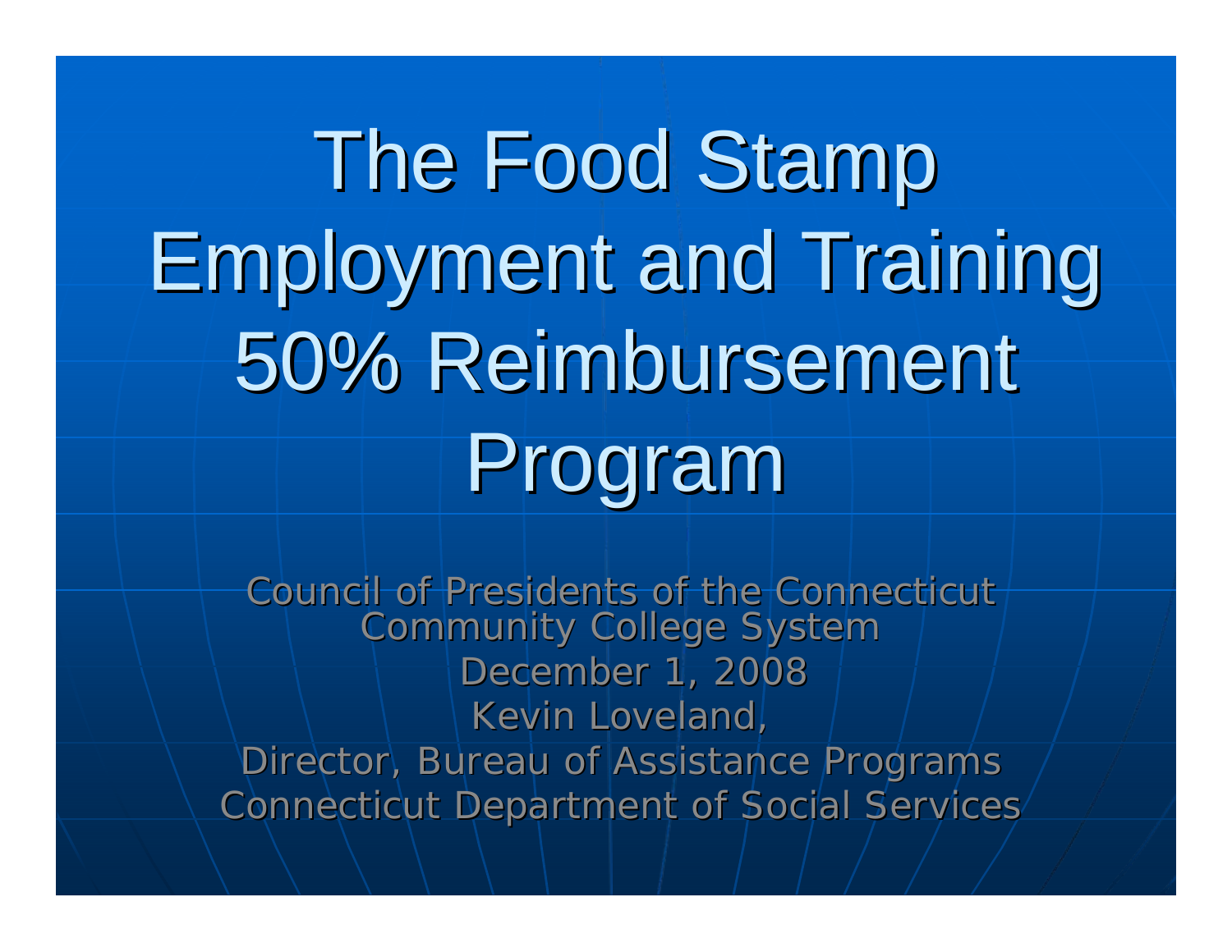# The Food Stamp Employment and Training 50% Reimbursement Program

Council of Presidents of the Connecticut Community College System

December 1, 2008

Kevin Loveland,

Director, Bureau of Assistance Programs

Connecticut Department of Social Services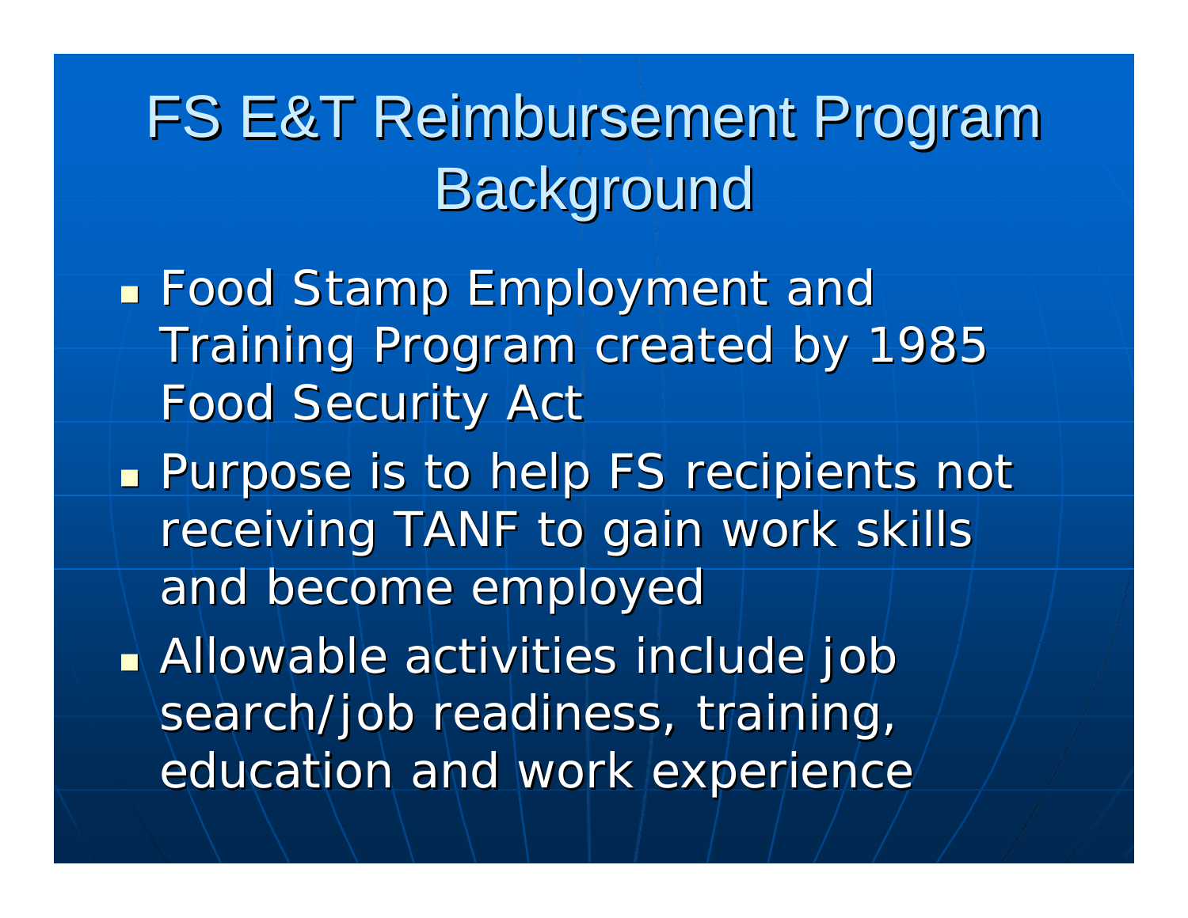# FS E&T Reimbursement Program Background

- Food Stamp Employment and Training Program created by 1985 Food Security Act
- Purpose is to help FS recipients not receiving TANF to gain work skills and become employed
- Allowable activities include job search/job readiness, training, education and work experience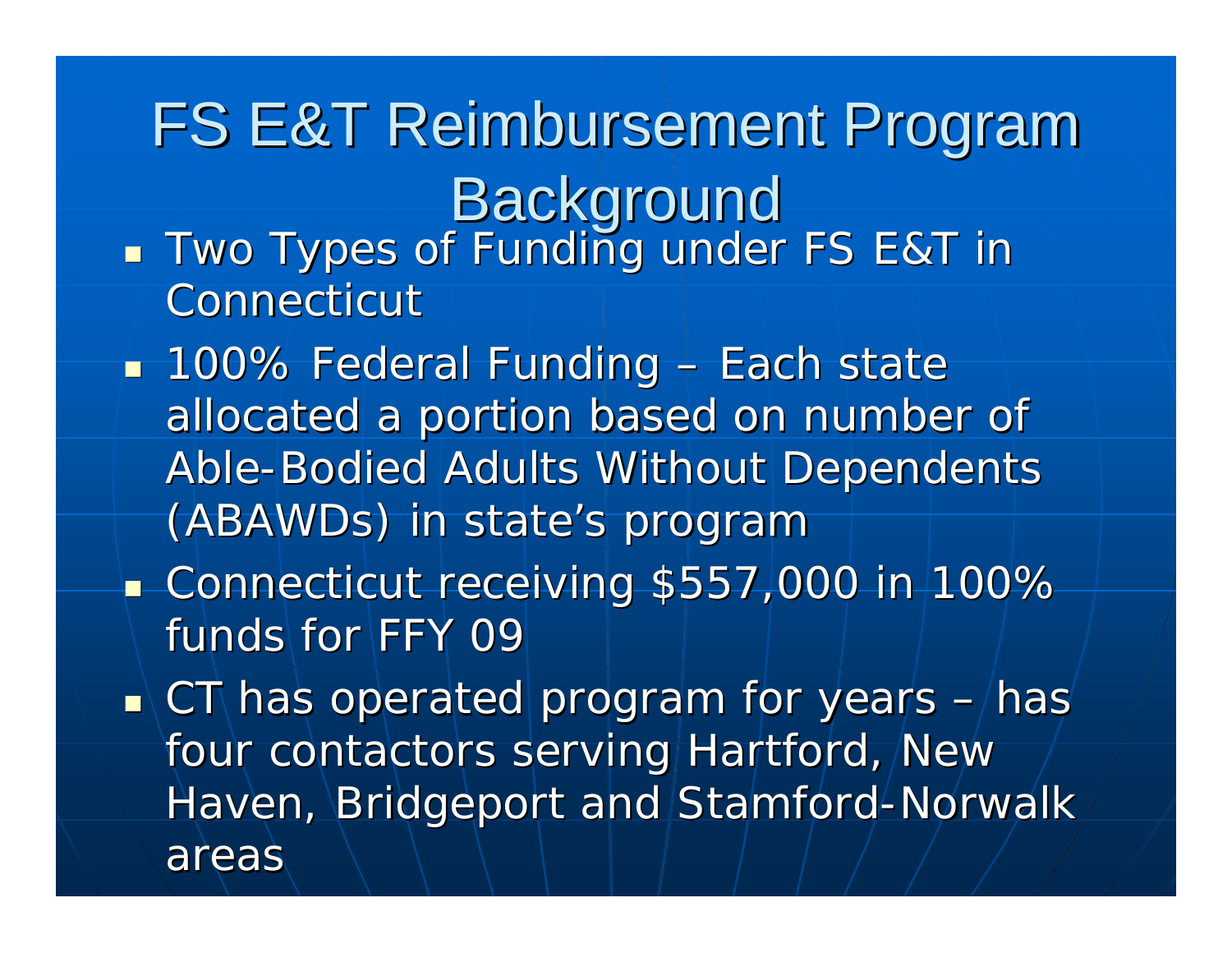# FS E&T Reimbursement Program Background

- Two Types of Funding under FS E&T in Connecticut
- 100% Federal Funding – Each state allocated a portion based on number of Able-Bodied Adults Without Dependents (ABAWDs) in state's program
- Connecticut receiving $557,000 in 100% funds for FFY 09
- CT has operated program for years – has four contactors serving Hartford, New Haven, Bridgeport and Stamford-Norwalk areas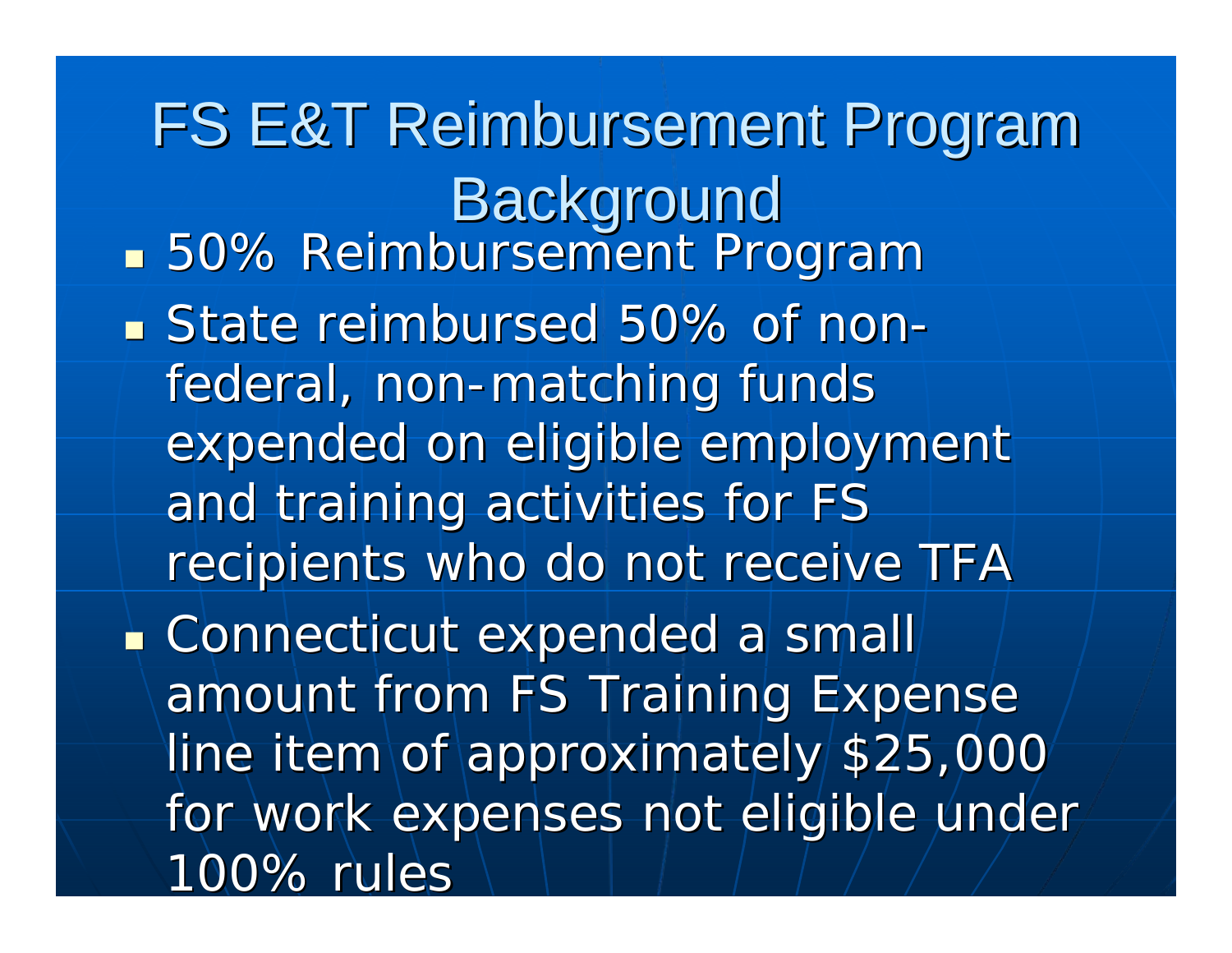# FS E&T Reimbursement Program Background

- 50% Reimbursement Program
- State reimbursed 50% of non-federal, non-matching funds expended on eligible employment and training activities for FS recipients who do not receive TFA
- Connecticut expended a small amount from FS Training Expense line item of approximately $25,000 for work expenses not eligible under 100% rules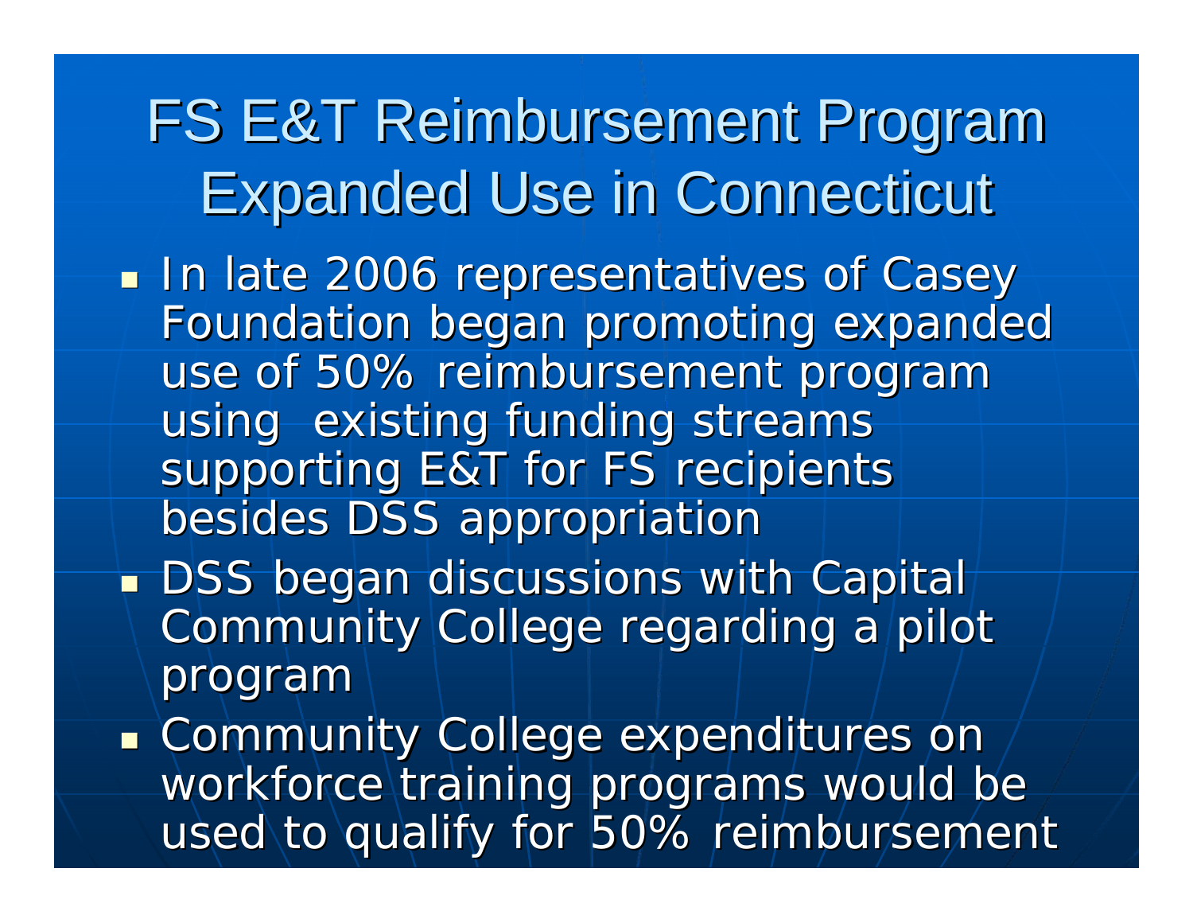# FS E&T Reimbursement Program Expanded Use in Connecticut

- In late 2006 representatives of Casey Foundation began promoting expanded use of 50% reimbursement program using existing funding streams supporting E&T for FS recipients besides DSS appropriation
- DSS began discussions with Capital Community College regarding a pilot program
- Community College expenditures on workforce training programs would be used to qualify for 50% reimbursement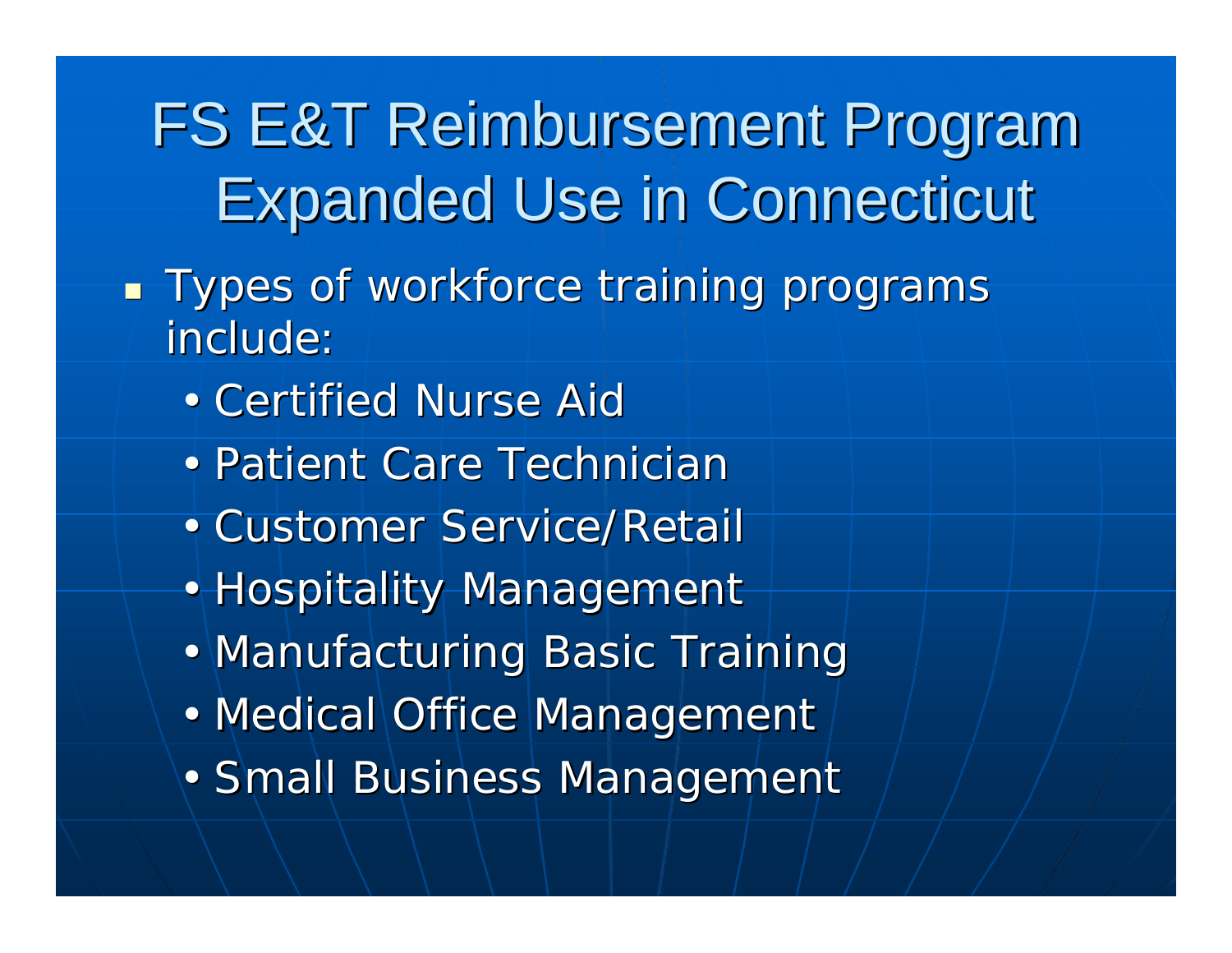# FS E&T Reimbursement Program Expanded Use in Connecticut

- Types of workforce training programs include:
  - Certified Nurse Aid
  - Patient Care Technician
  - Customer Service/Retail
  - Hospitality Management
  - Manufacturing Basic Training
  - Medical Office Management
  - Small Business Management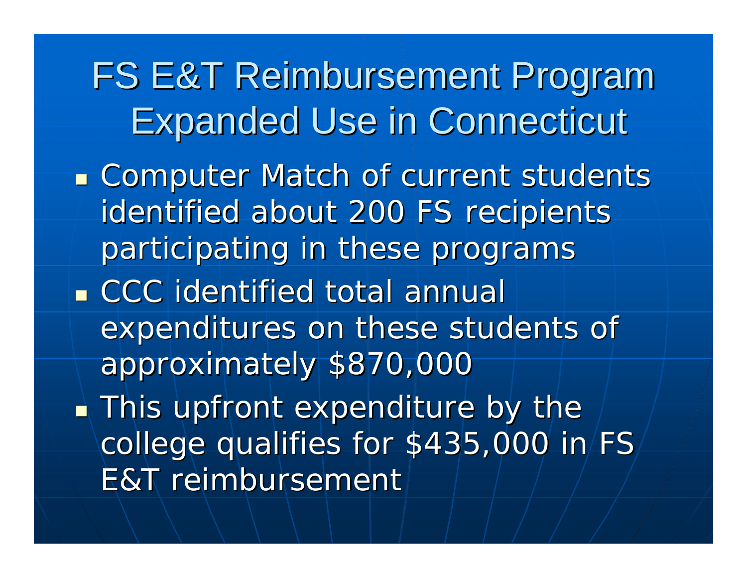# FS E&T Reimbursement Program Expanded Use in Connecticut

- Computer Match of current students identified about 200 FS recipients participating in these programs
- CCC identified total annual expenditures on these students of approximately $870,000
- This upfront expenditure by the college qualifies for $435,000 in FS E&T reimbursement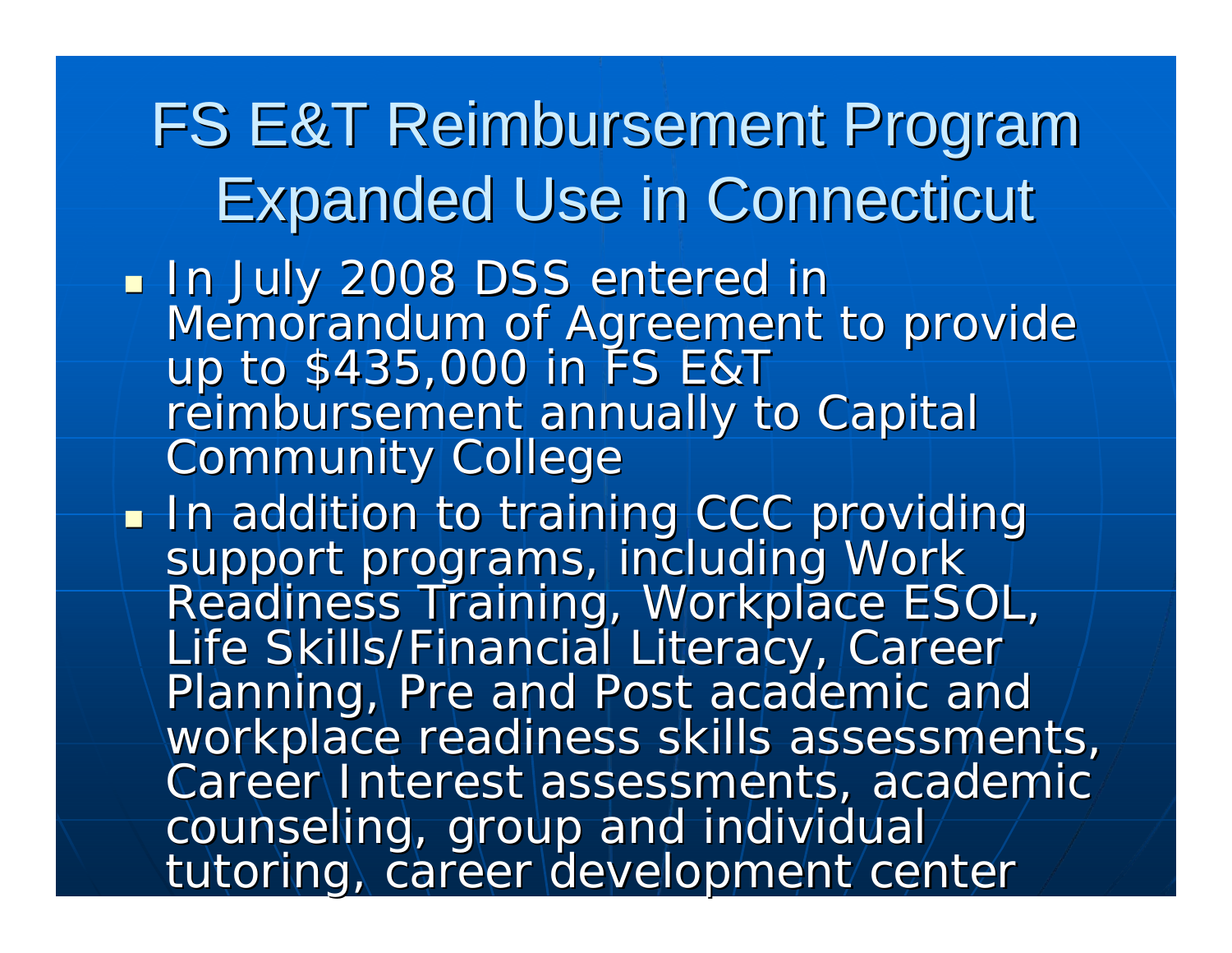# FS E&T Reimbursement Program Expanded Use in Connecticut

- In July 2008 DSS entered in Memorandum of Agreement to provide up to $435,000 in FS E&T reimbursement annually to Capital Community College
- In addition to training CCC providing support programs, including Work Readiness Training, Workplace ESOL, Life Skills/Financial Literacy, Career Planning, Pre and Post academic and workplace readiness skills assessments, Career Interest assessments, academic counseling, group and individual tutoring, career development center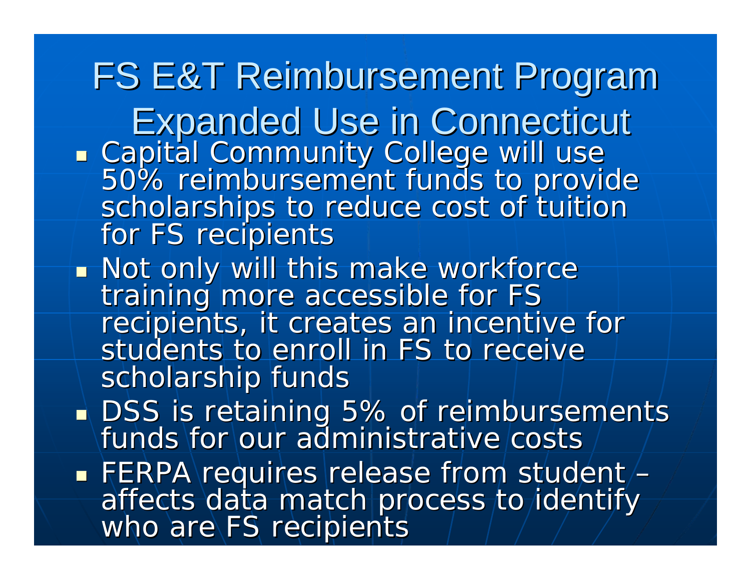# FS E&T Reimbursement Program Expanded Use in Connecticut

- Capital Community College will use 50% reimbursement funds to provide scholarships to reduce cost of tuition for FS recipients
- Not only will this make workforce training more accessible for FS recipients, it creates an incentive for students to enroll in FS to receive scholarship funds
- DSS is retaining 5% of reimbursements funds for our administrative costs
- FERPA requires release from student – affects data match process to identify who are FS recipients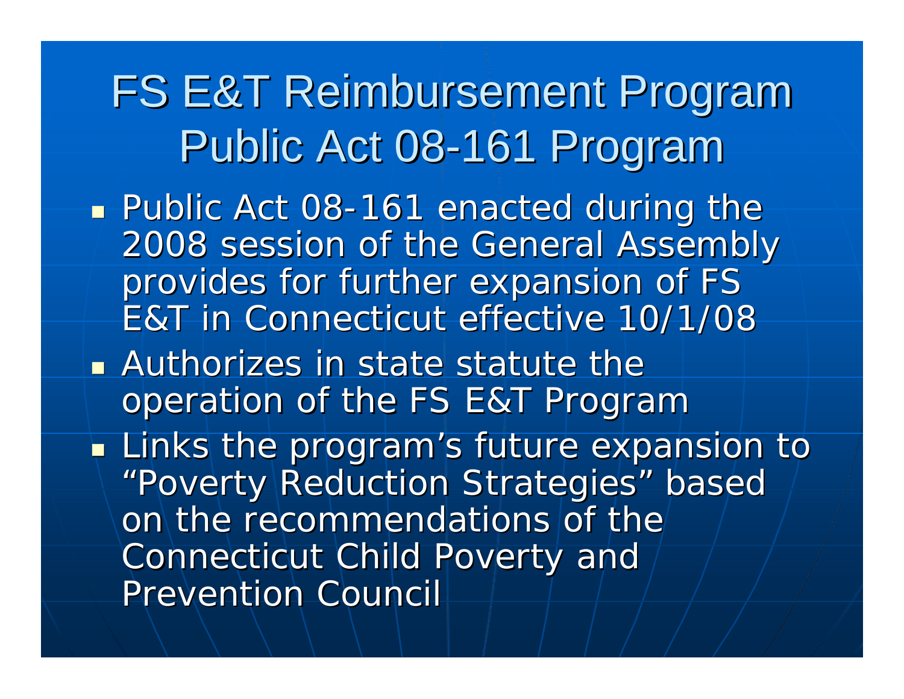# FS E&T Reimbursement Program
# Public Act 08-161 Program

- Public Act 08-161 enacted during the 2008 session of the General Assembly provides for further expansion of FS E&T in Connecticut effective 10/1/08
- Authorizes in state statute the operation of the FS E&T Program
- Links the program's future expansion to "Poverty Reduction Strategies" based on the recommendations of the Connecticut Child Poverty and Prevention Council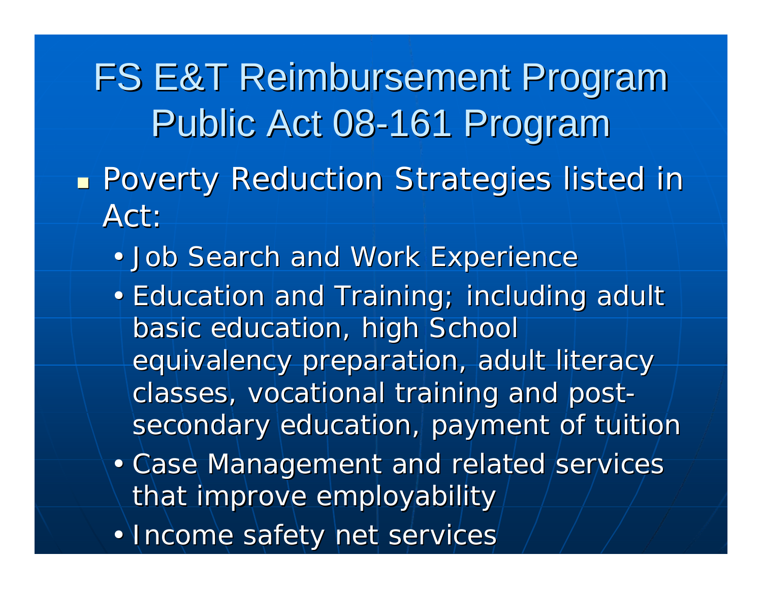# FS E&T Reimbursement Program
# Public Act 08-161 Program

- Poverty Reduction Strategies listed in Act:
  - Job Search and Work Experience
  - Education and Training; including adult basic education, high School equivalency preparation, adult literacy classes, vocational training and post-secondary education, payment of tuition
  - Case Management and related services that improve employability
  - Income safety net services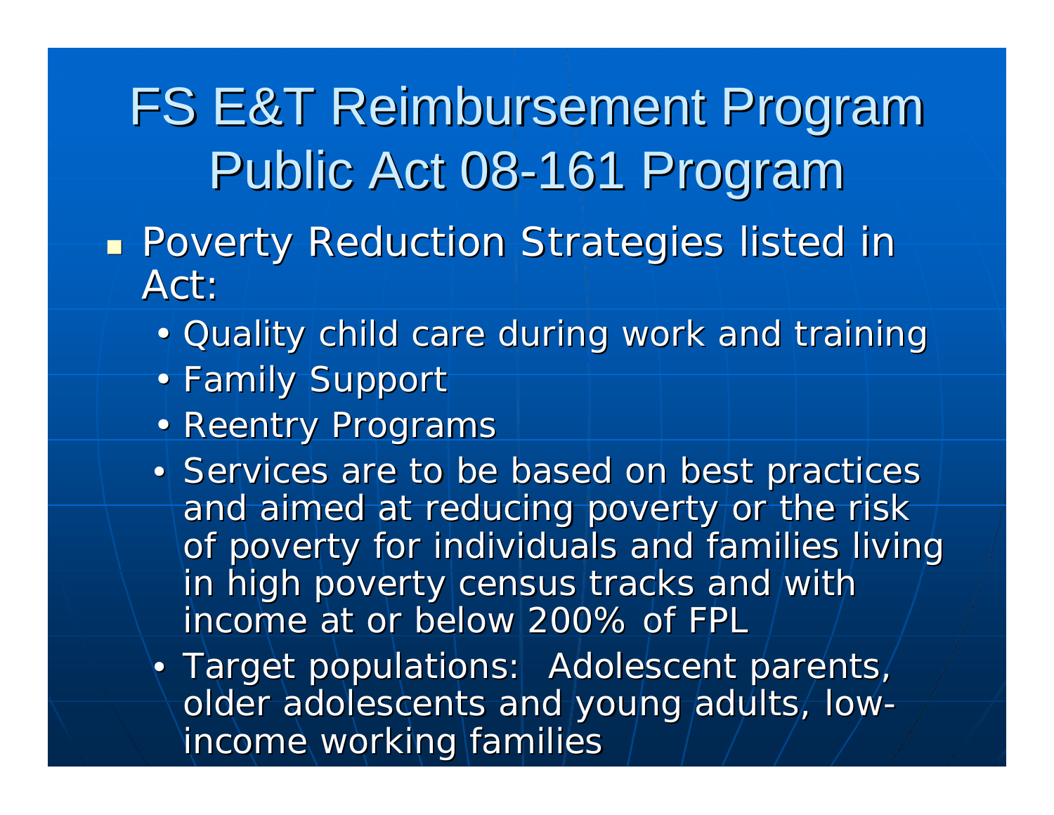# FS E&T Reimbursement Program Public Act 08-161 Program

- Poverty Reduction Strategies listed in Act:
  - Quality child care during work and training
  - Family Support
  - Reentry Programs
  - Services are to be based on best practices and aimed at reducing poverty or the risk of poverty for individuals and families living in high poverty census tracks and with income at or below 200% of FPL
  - Target populations: Adolescent parents, older adolescents and young adults, low-income working families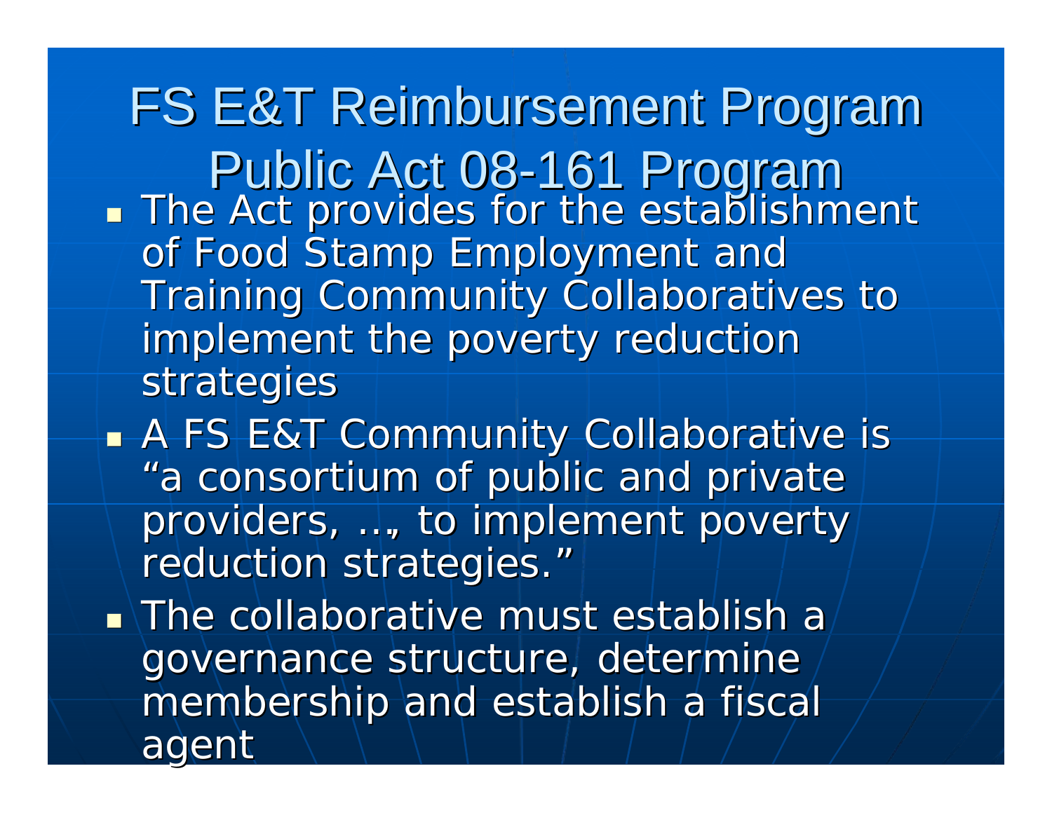# FS E&T Reimbursement Program Public Act 08-161 Program

- The Act provides for the establishment of Food Stamp Employment and Training Community Collaboratives to implement the poverty reduction strategies
- A FS E&T Community Collaborative is "a consortium of public and private providers, …, to implement poverty reduction strategies."
- The collaborative must establish a governance structure, determine membership and establish a fiscal agent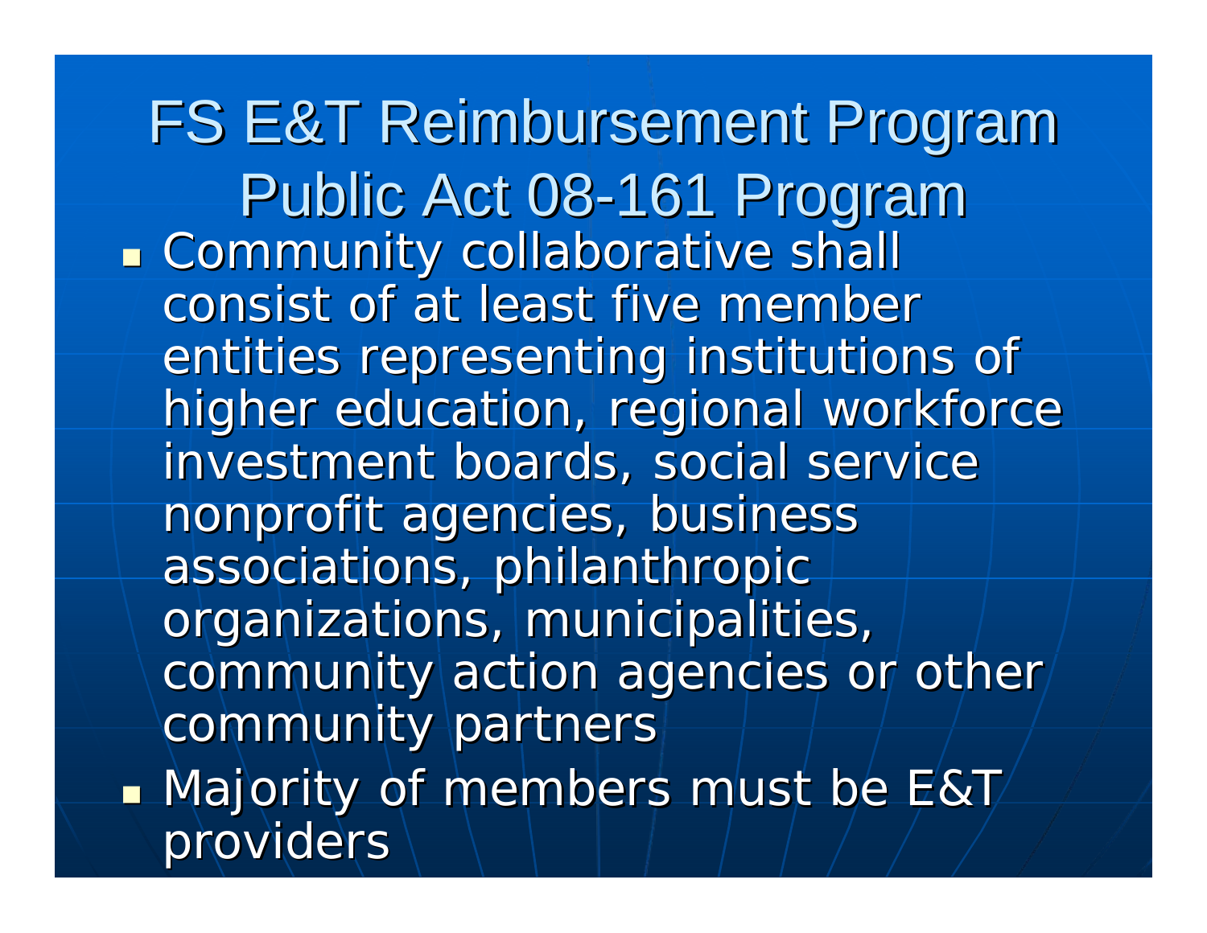# FS E&T Reimbursement Program Public Act 08-161 Program

- Community collaborative shall consist of at least five member entities representing institutions of higher education, regional workforce investment boards, social service nonprofit agencies, business associations, philanthropic organizations, municipalities, community action agencies or other community partners
- Majority of members must be E&T providers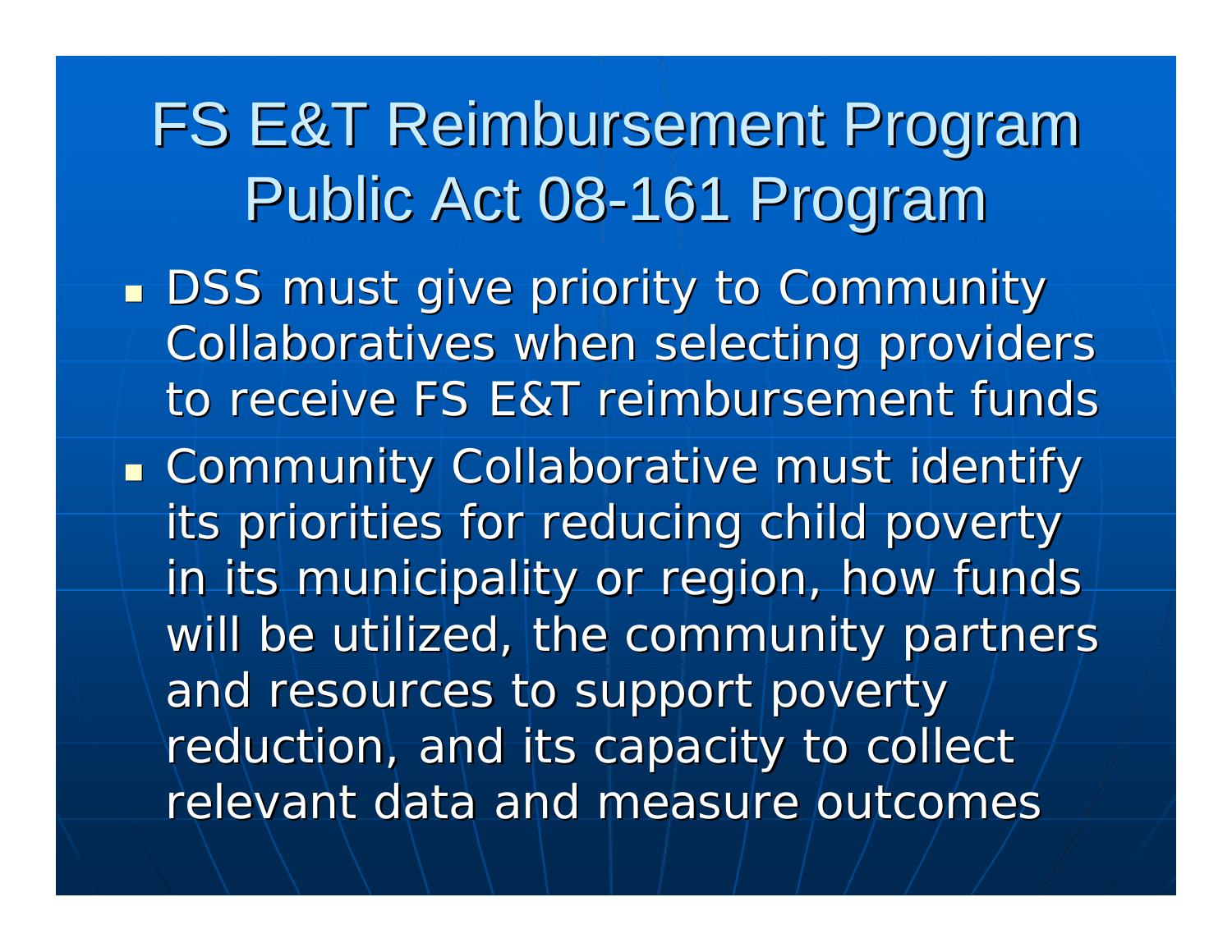# FS E&T Reimbursement Program
# Public Act 08-161 Program

- DSS must give priority to Community Collaboratives when selecting providers to receive FS E&T reimbursement funds
- Community Collaborative must identify its priorities for reducing child poverty in its municipality or region, how funds will be utilized, the community partners and resources to support poverty reduction, and its capacity to collect relevant data and measure outcomes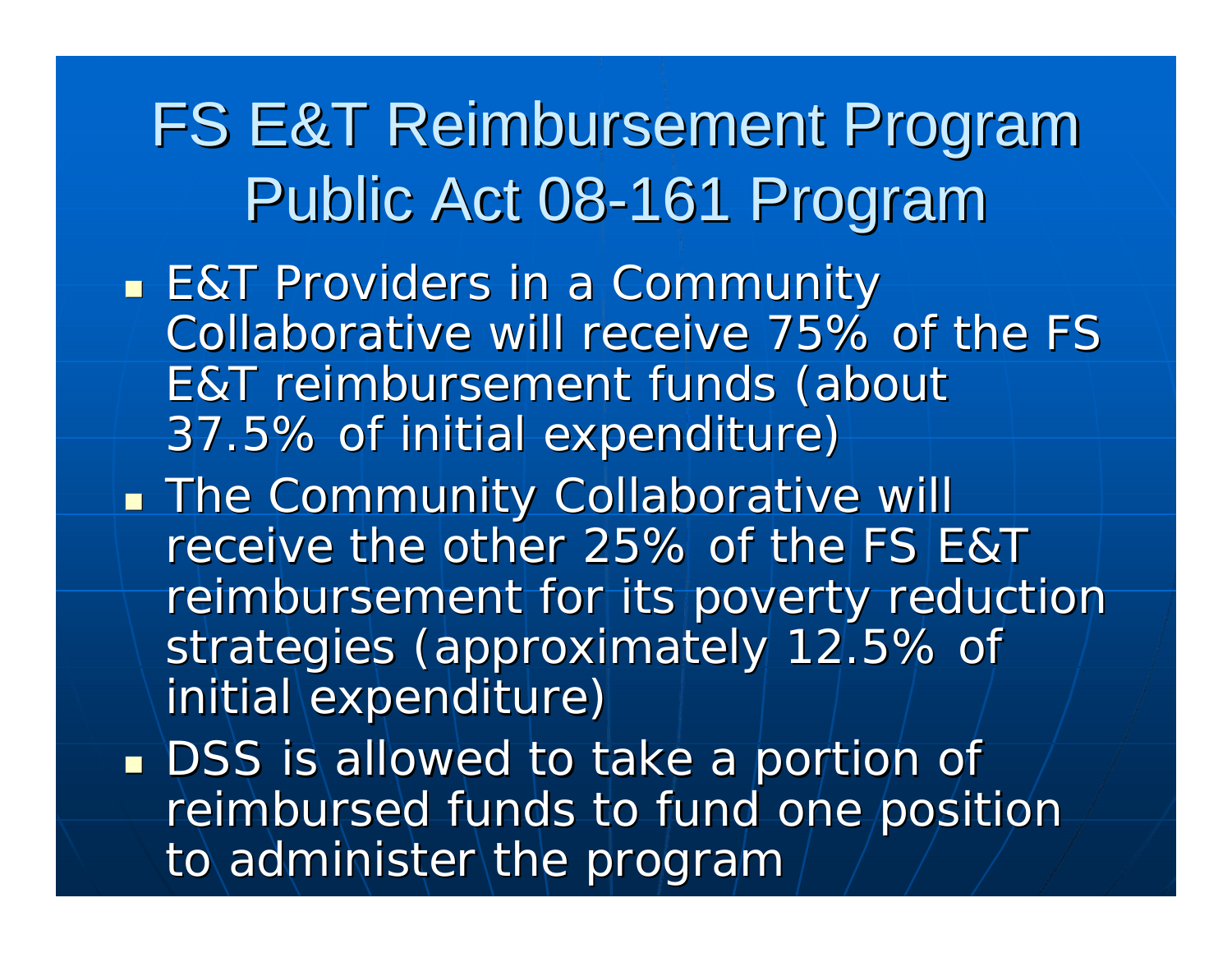# FS E&T Reimbursement Program Public Act 08-161 Program

- E&T Providers in a Community Collaborative will receive 75% of the FS E&T reimbursement funds (about 37.5% of initial expenditure)
- The Community Collaborative will receive the other 25% of the FS E&T reimbursement for its poverty reduction strategies (approximately 12.5% of initial expenditure)
- DSS is allowed to take a portion of reimbursed funds to fund one position to administer the program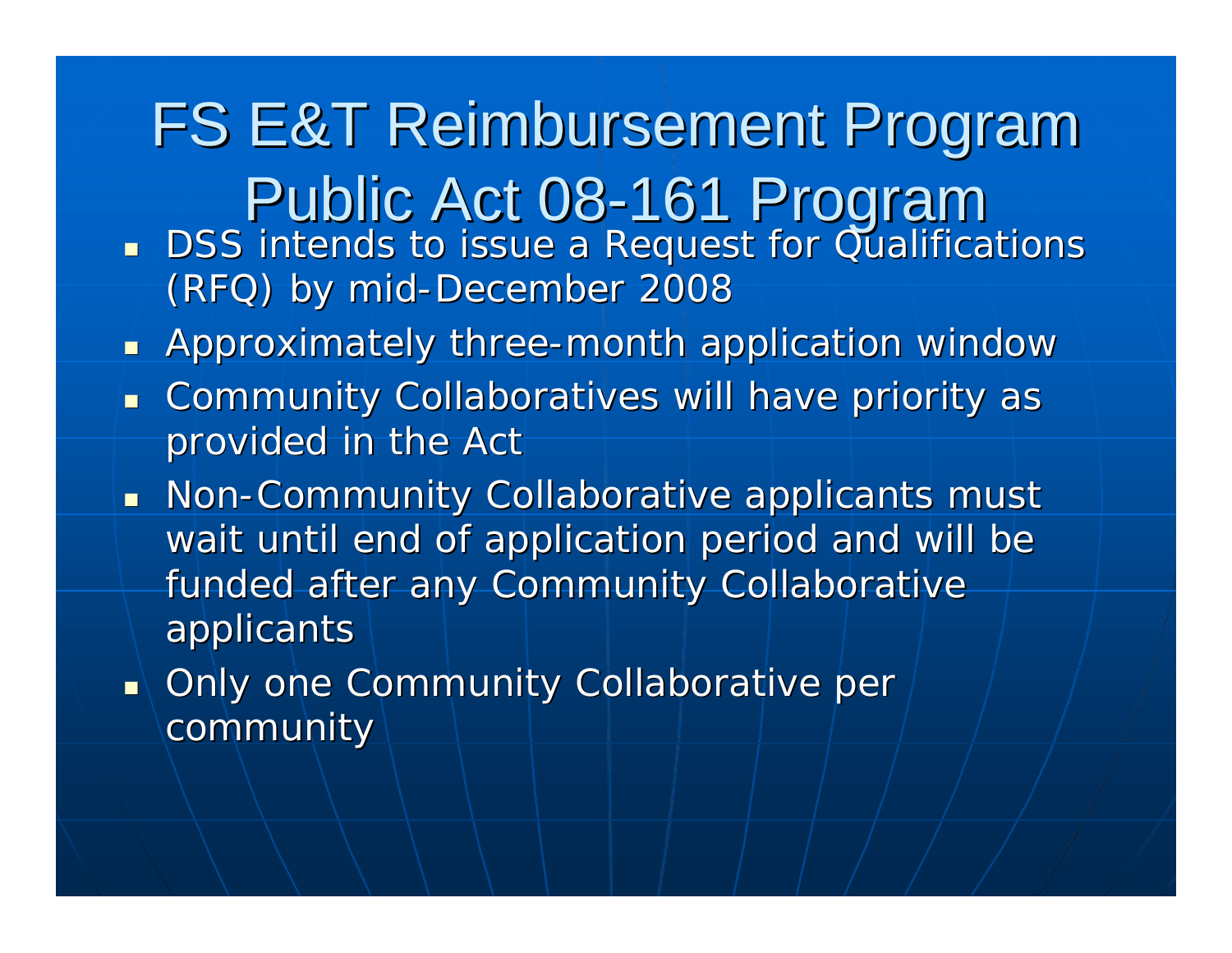# FS E&T Reimbursement Program Public Act 08-161 Program

- DSS intends to issue a Request for Qualifications (RFQ) by mid-December 2008
- Approximately three-month application window
- Community Collaboratives will have priority as provided in the Act
- Non-Community Collaborative applicants must wait until end of application period and will be funded after any Community Collaborative applicants
- Only one Community Collaborative per community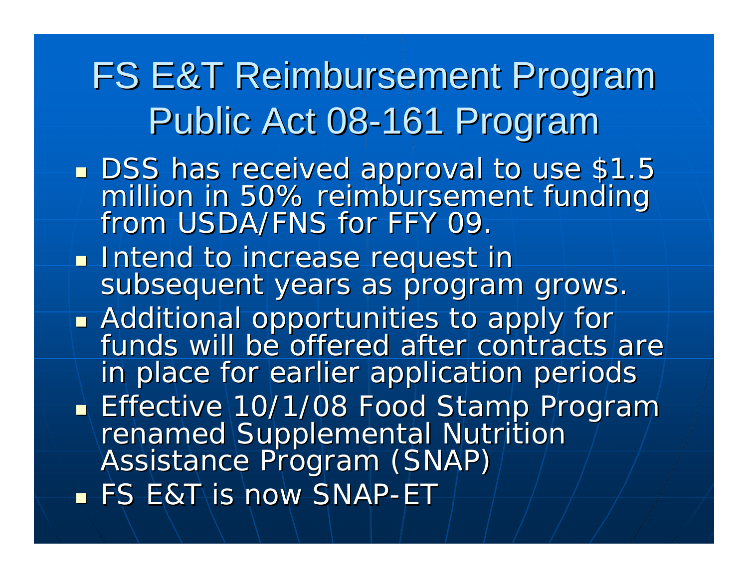# FS E&T Reimbursement Program Public Act 08-161 Program

- DSS has received approval to use $1.5 million in 50% reimbursement funding from USDA/FNS for FFY 09.
- Intend to increase request in subsequent years as program grows.
- Additional opportunities to apply for funds will be offered after contracts are in place for earlier application periods
- Effective 10/1/08 Food Stamp Program renamed Supplemental Nutrition Assistance Program (SNAP)
- FS E&T is now SNAP-ET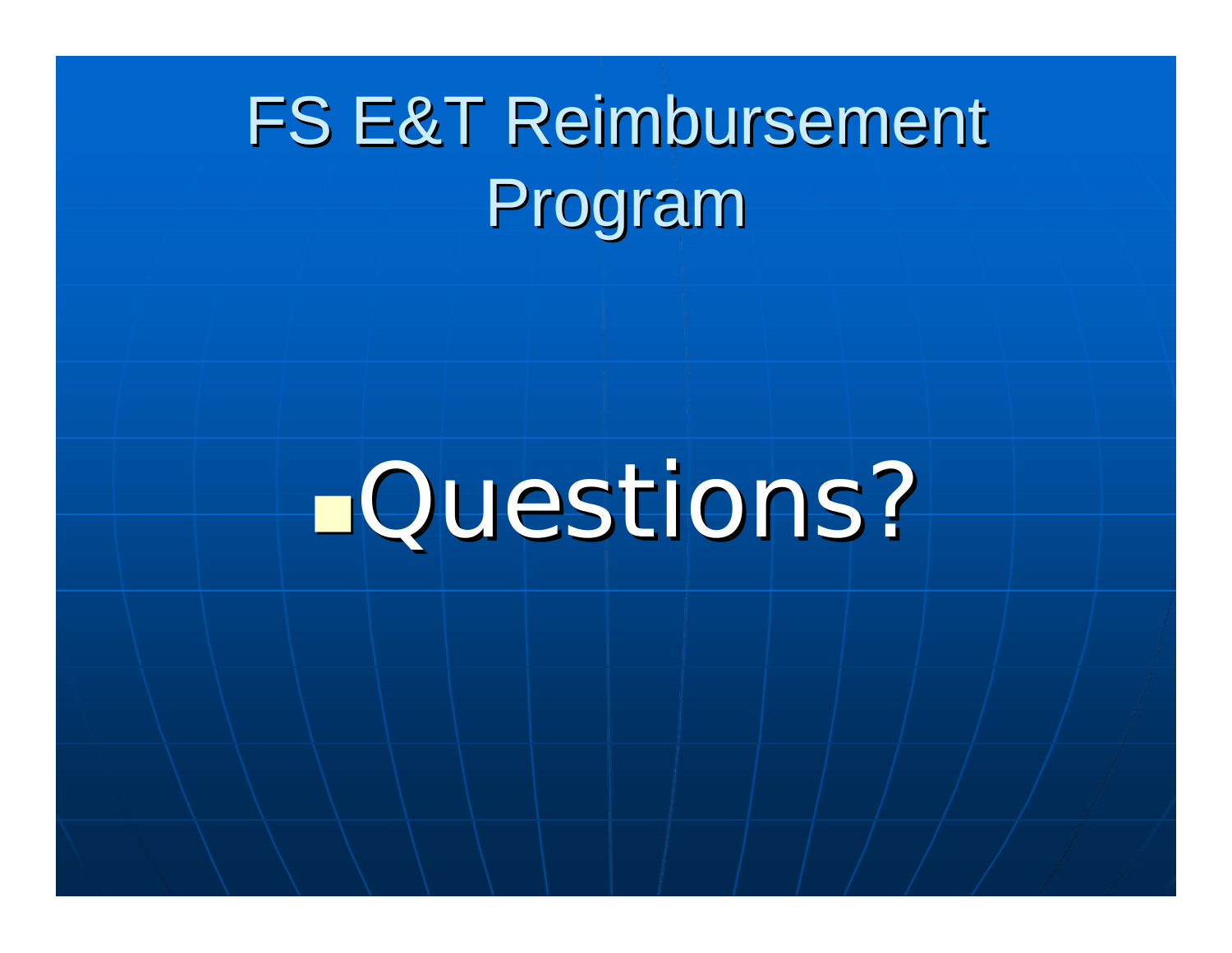# FS E&T Reimbursement Program

- Questions?